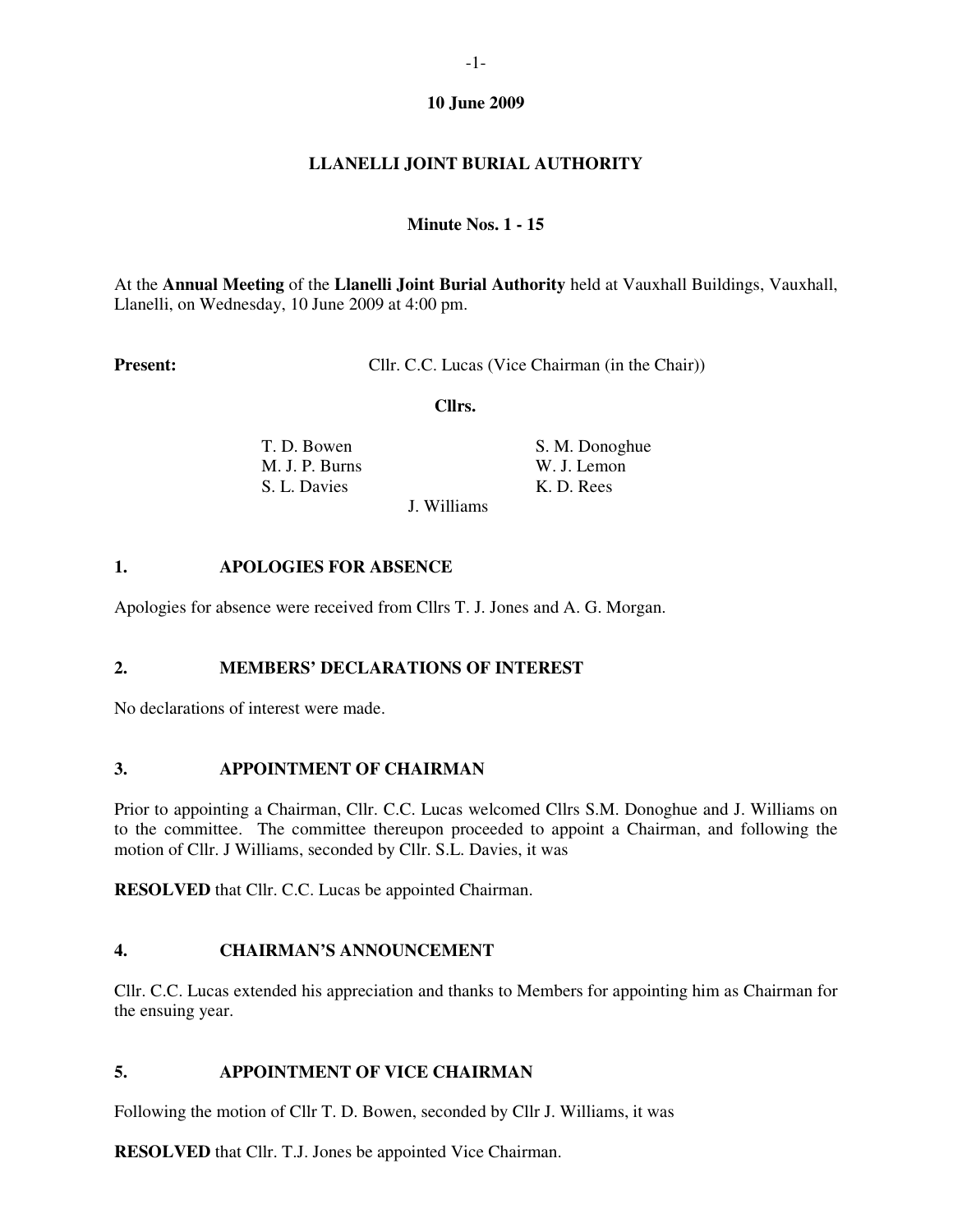**10 June 2009**

# LLANELLI JOINT BURIAL AUTHORITY

**Minute Nos. 1 - 15**

At the **Annual Meeting** of the **Llanelli Joint Burial Authority** held at Vauxhall Buildings, Vauxhall, Llanelli, on Wednesday, 10 June 2009 at 4:00 pm.

**Present:** Cllr. C.C. Lucas (Vice Chairman (in the Chair))

**Cllrs.**

T. D. Bowen
M. J. P. Burns
S. L. Davies
S. M. Donoghue
W. J. Lemon
K. D. Rees
J. Williams

## 1. APOLOGIES FOR ABSENCE

Apologies for absence were received from Cllrs T. J. Jones and A. G. Morgan.

## 2. MEMBERS' DECLARATIONS OF INTEREST

No declarations of interest were made.

## 3. APPOINTMENT OF CHAIRMAN

Prior to appointing a Chairman, Cllr. C.C. Lucas welcomed Cllrs S.M. Donoghue and J. Williams on to the committee. The committee thereupon proceeded to appoint a Chairman, and following the motion of Cllr. J Williams, seconded by Cllr. S.L. Davies, it was

**RESOLVED** that Cllr. C.C. Lucas be appointed Chairman.

## 4. CHAIRMAN'S ANNOUNCEMENT

Cllr. C.C. Lucas extended his appreciation and thanks to Members for appointing him as Chairman for the ensuing year.

## 5. APPOINTMENT OF VICE CHAIRMAN

Following the motion of Cllr T. D. Bowen, seconded by Cllr J. Williams, it was

**RESOLVED** that Cllr. T.J. Jones be appointed Vice Chairman.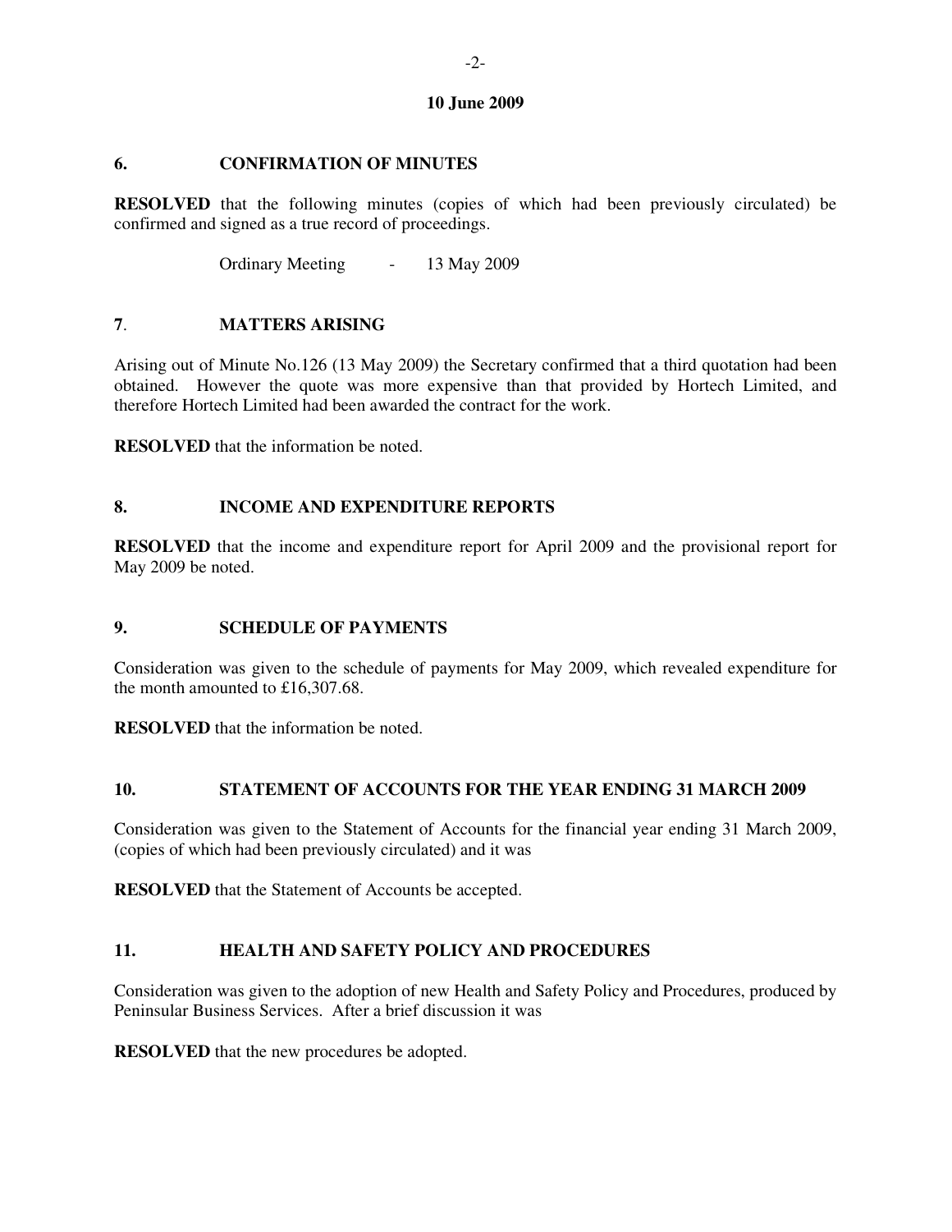**10 June 2009**

## 6. CONFIRMATION OF MINUTES

**RESOLVED** that the following minutes (copies of which had been previously circulated) be confirmed and signed as a true record of proceedings.

Ordinary Meeting - 13 May 2009

## 7. MATTERS ARISING

Arising out of Minute No.126 (13 May 2009) the Secretary confirmed that a third quotation had been obtained. However the quote was more expensive than that provided by Hortech Limited, and therefore Hortech Limited had been awarded the contract for the work.

**RESOLVED** that the information be noted.

## 8. INCOME AND EXPENDITURE REPORTS

**RESOLVED** that the income and expenditure report for April 2009 and the provisional report for May 2009 be noted.

## 9. SCHEDULE OF PAYMENTS

Consideration was given to the schedule of payments for May 2009, which revealed expenditure for the month amounted to £16,307.68.

**RESOLVED** that the information be noted.

## 10. STATEMENT OF ACCOUNTS FOR THE YEAR ENDING 31 MARCH 2009

Consideration was given to the Statement of Accounts for the financial year ending 31 March 2009, (copies of which had been previously circulated) and it was

**RESOLVED** that the Statement of Accounts be accepted.

## 11. HEALTH AND SAFETY POLICY AND PROCEDURES

Consideration was given to the adoption of new Health and Safety Policy and Procedures, produced by Peninsular Business Services. After a brief discussion it was

**RESOLVED** that the new procedures be adopted.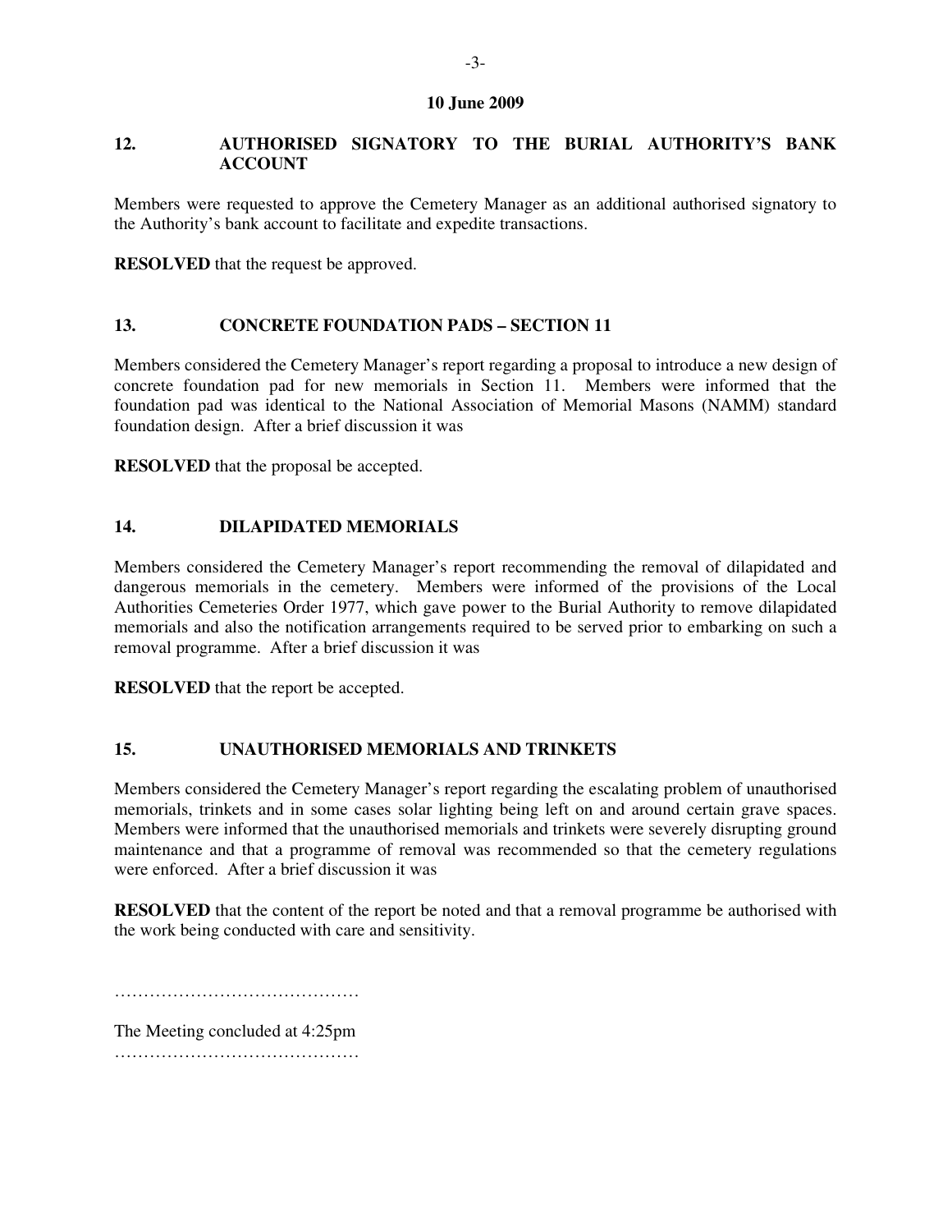**10 June 2009**

## 12. AUTHORISED SIGNATORY TO THE BURIAL AUTHORITY'S BANK ACCOUNT

Members were requested to approve the Cemetery Manager as an additional authorised signatory to the Authority's bank account to facilitate and expedite transactions.

**RESOLVED** that the request be approved.

## 13. CONCRETE FOUNDATION PADS – SECTION 11

Members considered the Cemetery Manager's report regarding a proposal to introduce a new design of concrete foundation pad for new memorials in Section 11. Members were informed that the foundation pad was identical to the National Association of Memorial Masons (NAMM) standard foundation design. After a brief discussion it was

**RESOLVED** that the proposal be accepted.

## 14. DILAPIDATED MEMORIALS

Members considered the Cemetery Manager's report recommending the removal of dilapidated and dangerous memorials in the cemetery. Members were informed of the provisions of the Local Authorities Cemeteries Order 1977, which gave power to the Burial Authority to remove dilapidated memorials and also the notification arrangements required to be served prior to embarking on such a removal programme. After a brief discussion it was

**RESOLVED** that the report be accepted.

## 15. UNAUTHORISED MEMORIALS AND TRINKETS

Members considered the Cemetery Manager's report regarding the escalating problem of unauthorised memorials, trinkets and in some cases solar lighting being left on and around certain grave spaces. Members were informed that the unauthorised memorials and trinkets were severely disrupting ground maintenance and that a programme of removal was recommended so that the cemetery regulations were enforced. After a brief discussion it was

**RESOLVED** that the content of the report be noted and that a removal programme be authorised with the work being conducted with care and sensitivity.

……………………………………

The Meeting concluded at 4:25pm

……………………………………